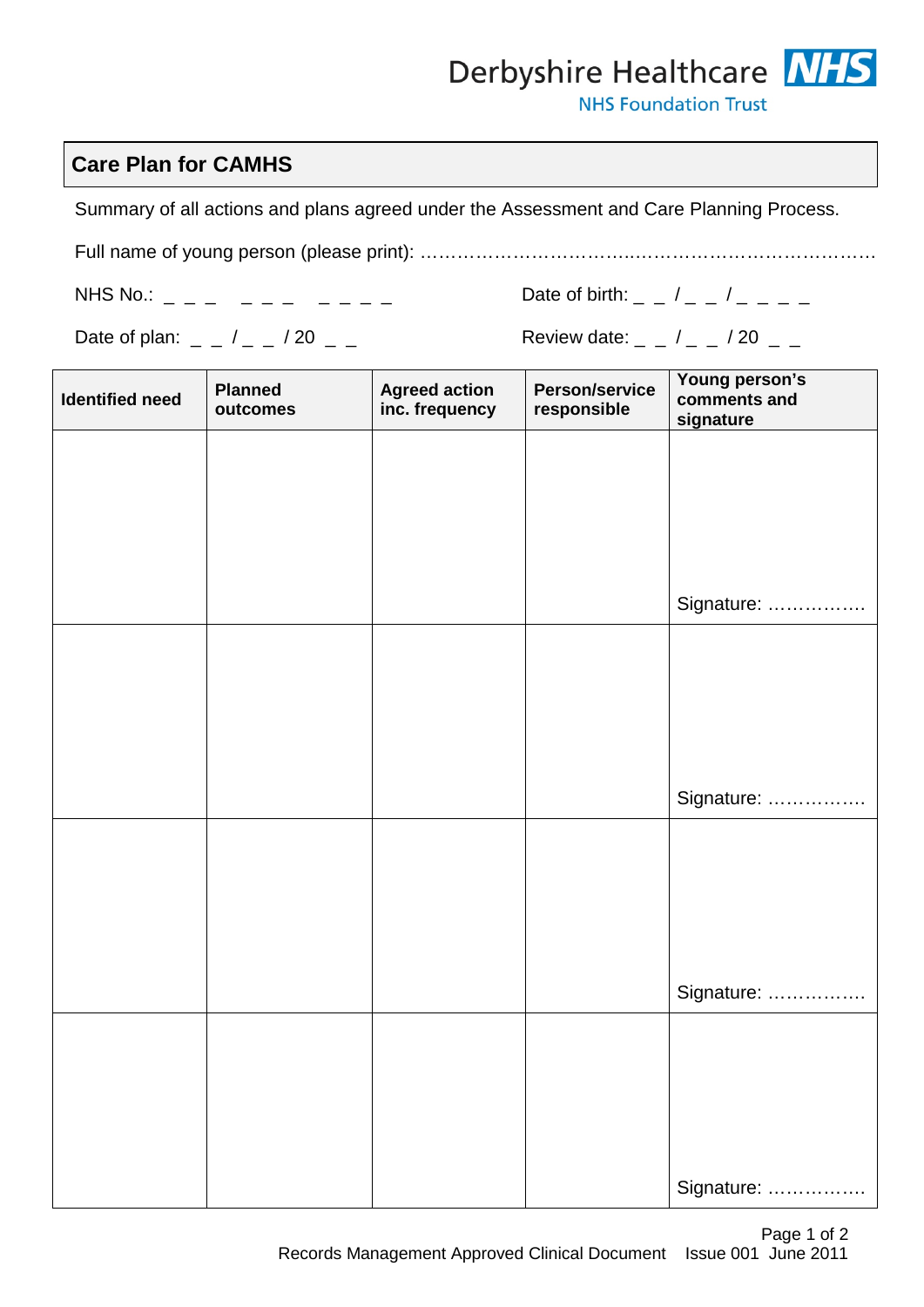Derbyshire Healthcare NHS
NHS Foundation Trust

## Care Plan for CAMHS

Summary of all actions and plans agreed under the Assessment and Care Planning Process.

Full name of young person (please print): ……………………………...………………………………

NHS No.: _ _ _   _ _ _   _ _ _ _

Date of birth: _ _ / _ _ / _ _ _ _

Date of plan: _ _ / _ _ / 20 _ _

Review date: _ _ / _ _ / 20 _ _

| Identified need | Planned outcomes | Agreed action inc. frequency | Person/service responsible | Young person's comments and signature |
|---|---|---|---|---|
| | | | | Signature: ……………. |
| | | | | Signature: ……………. |
| | | | | Signature: ……………. |
| | | | | Signature: ……………. |

Records Management Approved Clinical Document   Issue 001 June 2011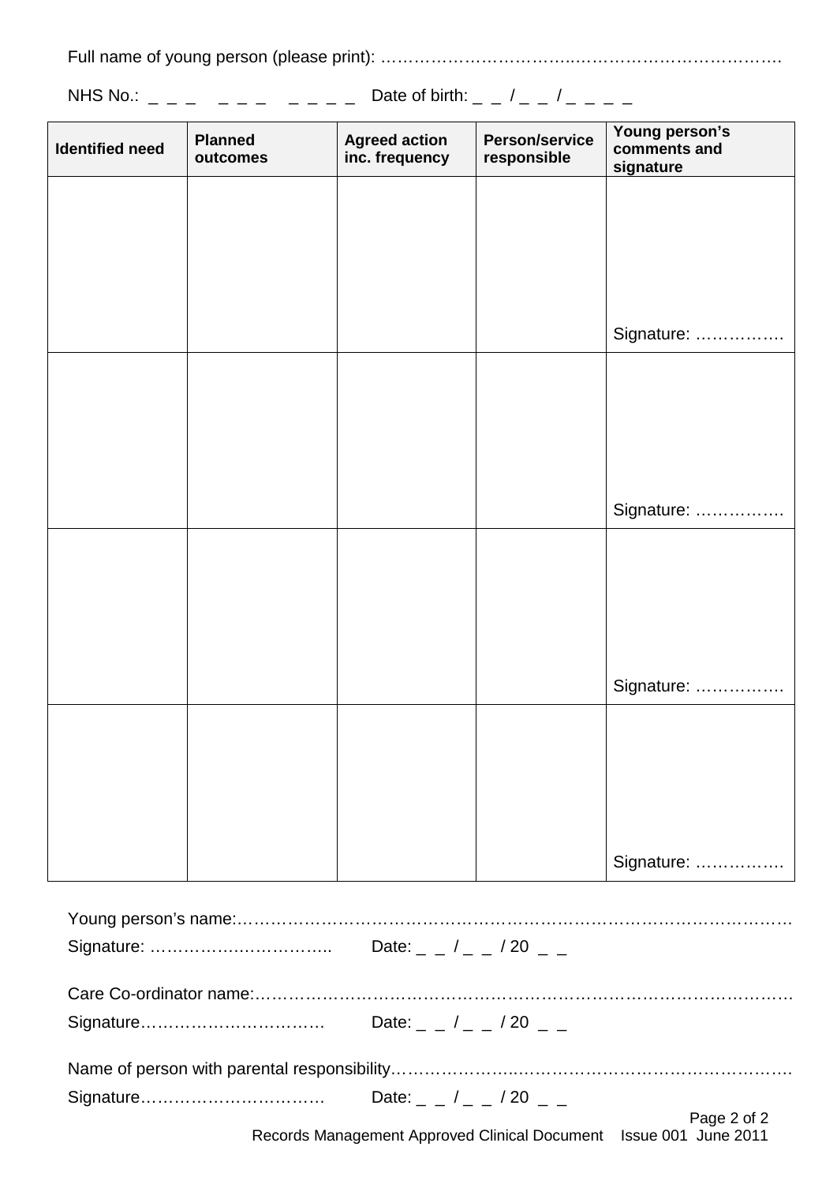Full name of young person (please print): ………………………………..……………….……………….

NHS No.: _ _ _   _ _ _   _ _ _ _   Date of birth: _ _ / _ _ / _ _ _ _

| **Identified need** | **Planned outcomes** | **Agreed action inc. frequency** | **Person/service responsible** | **Young person's comments and signature** |
|---|---|---|---|---|
| | | | | Signature: ……………. |
| | | | | Signature: ……………. |
| | | | | Signature: ……………. |
| | | | | Signature: ……………. |

Young person's name:……………………………………………………………………………………
Signature: ……………..…………..   Date: _ _ / _ _ / 20 _ _

Care Co-ordinator name:……………………………………………………………………………….
Signature…………………………….   Date: _ _ / _ _ / 20 _ _

Name of person with parental responsibility………………….....……………………………………….
Signature…………………………….   Date: _ _ / _ _ / 20 _ _

Records Management Approved Clinical Document   Issue 001 June 2011